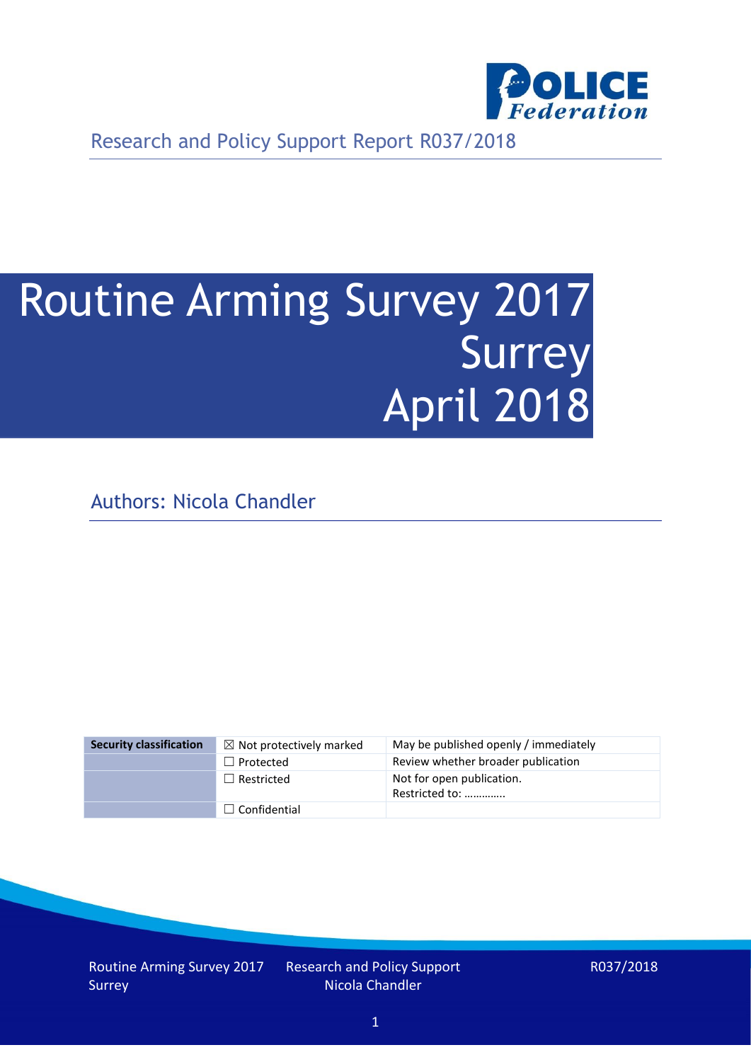Research and Policy Support Report R037/2018

# Routine Arming Survey 2017 Surrey April 2018

Authors: Nicola Chandler

| Security classification | ☒ Not protectively marked | May be published openly / immediately |
| --- | --- | --- |
| | ☐ Protected | Review whether broader publication |
| | ☐ Restricted | Not for open publication. Restricted to: ………….. |
| | ☐ Confidential | |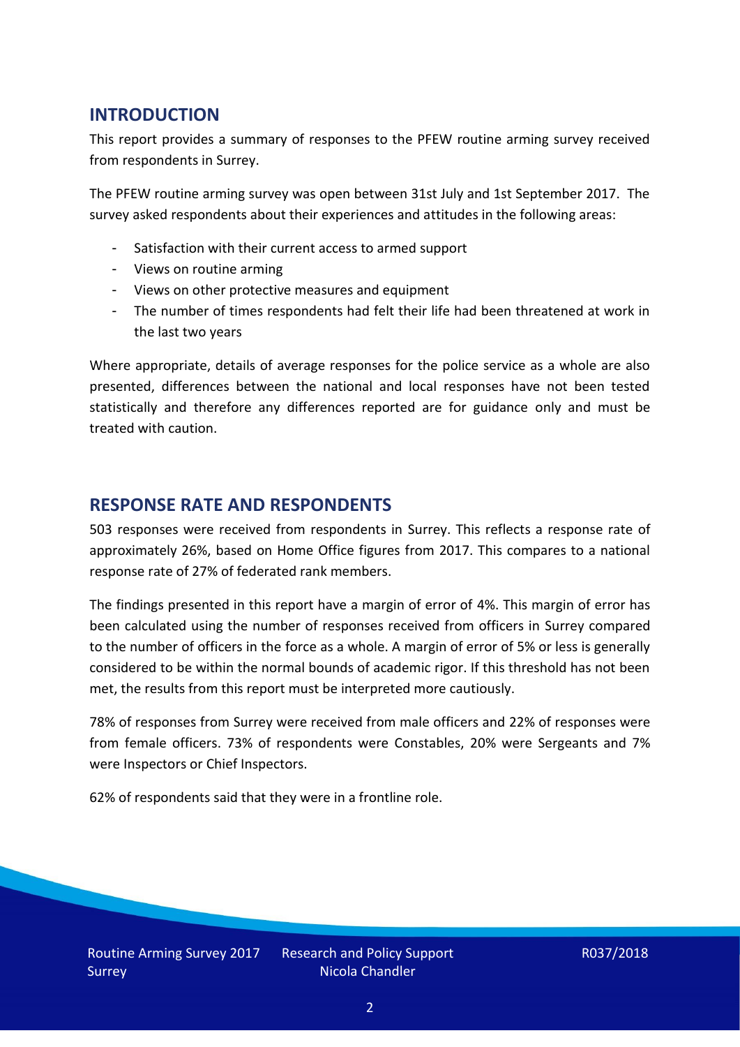## INTRODUCTION

This report provides a summary of responses to the PFEW routine arming survey received from respondents in Surrey.

The PFEW routine arming survey was open between 31st July and 1st September 2017. The survey asked respondents about their experiences and attitudes in the following areas:

- Satisfaction with their current access to armed support
- Views on routine arming
- Views on other protective measures and equipment
- The number of times respondents had felt their life had been threatened at work in the last two years

Where appropriate, details of average responses for the police service as a whole are also presented, differences between the national and local responses have not been tested statistically and therefore any differences reported are for guidance only and must be treated with caution.

## RESPONSE RATE AND RESPONDENTS

503 responses were received from respondents in Surrey. This reflects a response rate of approximately 26%, based on Home Office figures from 2017. This compares to a national response rate of 27% of federated rank members.

The findings presented in this report have a margin of error of 4%. This margin of error has been calculated using the number of responses received from officers in Surrey compared to the number of officers in the force as a whole. A margin of error of 5% or less is generally considered to be within the normal bounds of academic rigor. If this threshold has not been met, the results from this report must be interpreted more cautiously.

78% of responses from Surrey were received from male officers and 22% of responses were from female officers. 73% of respondents were Constables, 20% were Sergeants and 7% were Inspectors or Chief Inspectors.

62% of respondents said that they were in a frontline role.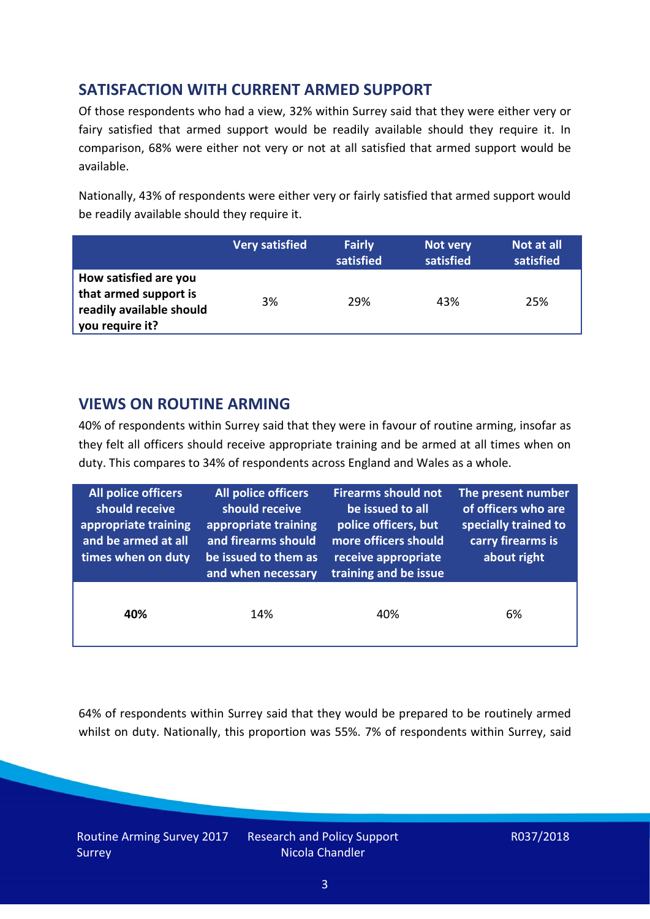## SATISFACTION WITH CURRENT ARMED SUPPORT

Of those respondents who had a view, 32% within Surrey said that they were either very or fairy satisfied that armed support would be readily available should they require it. In comparison, 68% were either not very or not at all satisfied that armed support would be available.

Nationally, 43% of respondents were either very or fairly satisfied that armed support would be readily available should they require it.

| | Very satisfied | Fairly satisfied | Not very satisfied | Not at all satisfied |
|---|---|---|---|---|
| **How satisfied are you that armed support is readily available should you require it?** | 3% | 29% | 43% | 25% |

## VIEWS ON ROUTINE ARMING

40% of respondents within Surrey said that they were in favour of routine arming, insofar as they felt all officers should receive appropriate training and be armed at all times when on duty. This compares to 34% of respondents across England and Wales as a whole.

| All police officers should receive appropriate training and be armed at all times when on duty | All police officers should receive appropriate training and firearms should be issued to them as and when necessary | Firearms should not be issued to all police officers, but more officers should receive appropriate training and be issue | The present number of officers who are specially trained to carry firearms is about right |
|---|---|---|---|
| **40%** | 14% | 40% | 6% |

64% of respondents within Surrey said that they would be prepared to be routinely armed whilst on duty. Nationally, this proportion was 55%. 7% of respondents within Surrey, said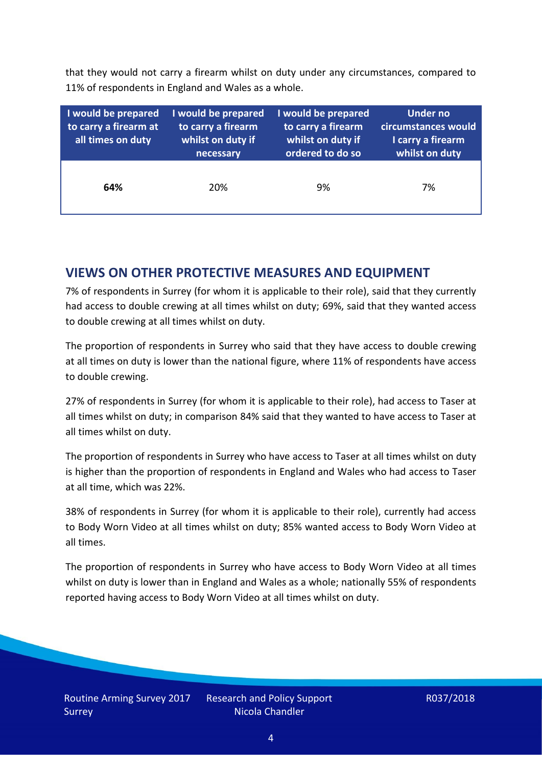that they would not carry a firearm whilst on duty under any circumstances, compared to 11% of respondents in England and Wales as a whole.

| I would be prepared to carry a firearm at all times on duty | I would be prepared to carry a firearm whilst on duty if necessary | I would be prepared to carry a firearm whilst on duty if ordered to do so | Under no circumstances would I carry a firearm whilst on duty |
|---|---|---|---|
| **64%** | 20% | 9% | 7% |

## VIEWS ON OTHER PROTECTIVE MEASURES AND EQUIPMENT

7% of respondents in Surrey (for whom it is applicable to their role), said that they currently had access to double crewing at all times whilst on duty; 69%, said that they wanted access to double crewing at all times whilst on duty.

The proportion of respondents in Surrey who said that they have access to double crewing at all times on duty is lower than the national figure, where 11% of respondents have access to double crewing.

27% of respondents in Surrey (for whom it is applicable to their role), had access to Taser at all times whilst on duty; in comparison 84% said that they wanted to have access to Taser at all times whilst on duty.

The proportion of respondents in Surrey who have access to Taser at all times whilst on duty is higher than the proportion of respondents in England and Wales who had access to Taser at all time, which was 22%.

38% of respondents in Surrey (for whom it is applicable to their role), currently had access to Body Worn Video at all times whilst on duty; 85% wanted access to Body Worn Video at all times.

The proportion of respondents in Surrey who have access to Body Worn Video at all times whilst on duty is lower than in England and Wales as a whole; nationally 55% of respondents reported having access to Body Worn Video at all times whilst on duty.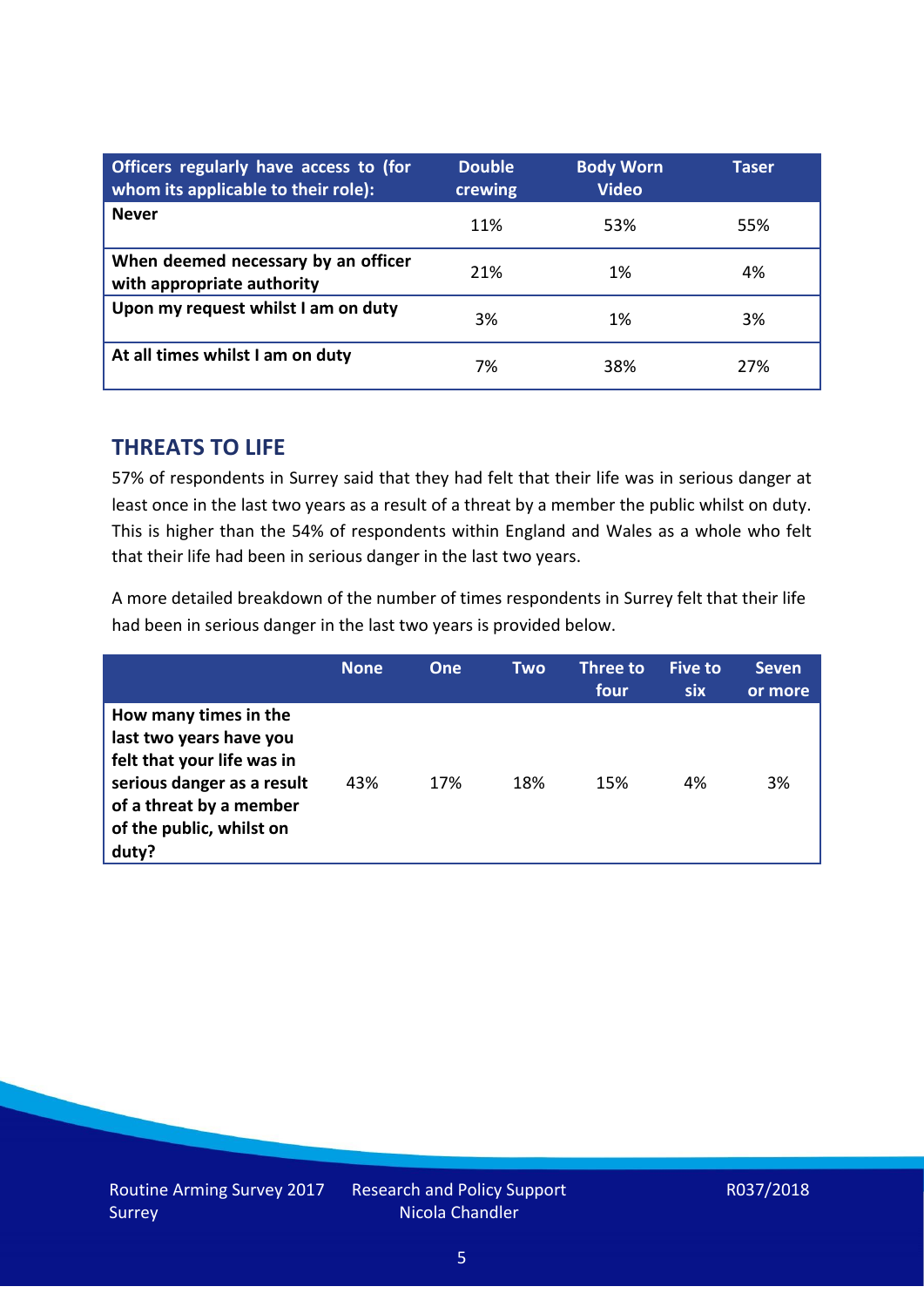| Officers regularly have access to (for whom its applicable to their role): | Double crewing | Body Worn Video | Taser |
|---|---|---|---|
| **Never** | 11% | 53% | 55% |
| **When deemed necessary by an officer with appropriate authority** | 21% | 1% | 4% |
| **Upon my request whilst I am on duty** | 3% | 1% | 3% |
| **At all times whilst I am on duty** | 7% | 38% | 27% |

## THREATS TO LIFE

57% of respondents in Surrey said that they had felt that their life was in serious danger at least once in the last two years as a result of a threat by a member the public whilst on duty. This is higher than the 54% of respondents within England and Wales as a whole who felt that their life had been in serious danger in the last two years.

A more detailed breakdown of the number of times respondents in Surrey felt that their life had been in serious danger in the last two years is provided below.

| | None | One | Two | Three to four | Five to six | Seven or more |
|---|---|---|---|---|---|---|
| **How many times in the last two years have you felt that your life was in serious danger as a result of a threat by a member of the public, whilst on duty?** | 43% | 17% | 18% | 15% | 4% | 3% |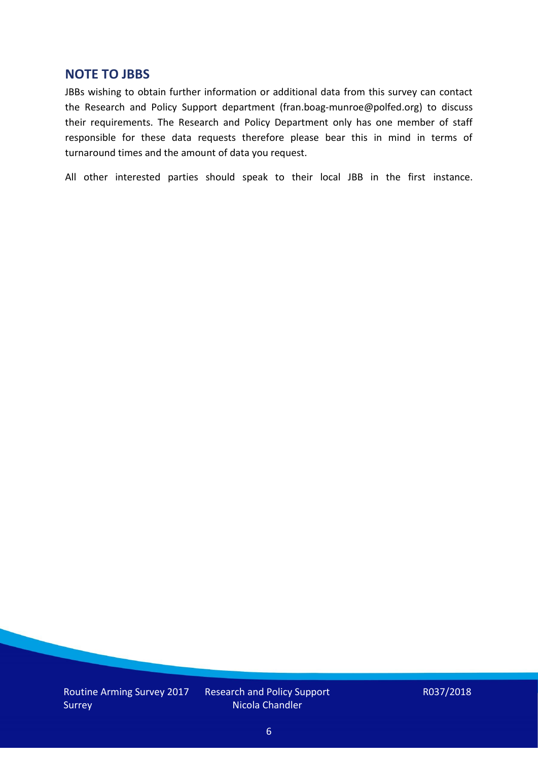## NOTE TO JBBS

JBBs wishing to obtain further information or additional data from this survey can contact the Research and Policy Support department (fran.boag-munroe@polfed.org) to discuss their requirements. The Research and Policy Department only has one member of staff responsible for these data requests therefore please bear this in mind in terms of turnaround times and the amount of data you request.

All other interested parties should speak to their local JBB in the first instance.